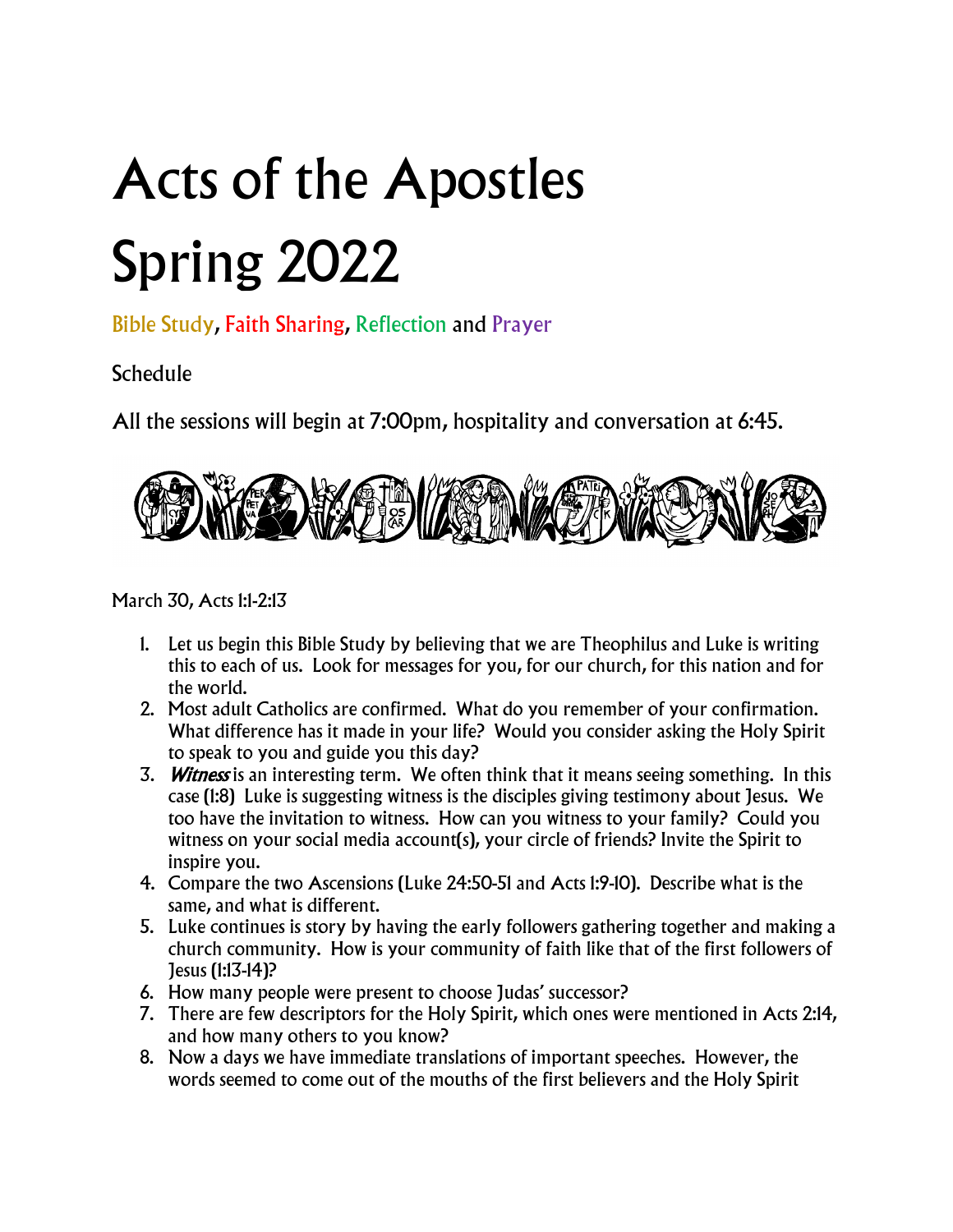# Acts of the Apostles Spring 2022

Bible Study, Faith Sharing, Reflection and Prayer

Schedule

All the sessions will begin at 7:00pm, hospitality and conversation at 6:45.

March 30, Acts 1:1-2:13

1. Let us begin this Bible Study by believing that we are Theophilus and Luke is writing this to each of us. Look for messages for you, for our church, for this nation and for the world.
2. Most adult Catholics are confirmed. What do you remember of your confirmation. What difference has it made in your life? Would you consider asking the Holy Spirit to speak to you and guide you this day?
3. *Witness* is an interesting term. We often think that it means seeing something. In this case (1:8) Luke is suggesting witness is the disciples giving testimony about Jesus. We too have the invitation to witness. How can you witness to your family? Could you witness on your social media account(s), your circle of friends? Invite the Spirit to inspire you.
4. Compare the two Ascensions (Luke 24:50-51 and Acts 1:9-10). Describe what is the same, and what is different.
5. Luke continues is story by having the early followers gathering together and making a church community. How is your community of faith like that of the first followers of Jesus (1:13-14)?
6. How many people were present to choose Judas' successor?
7. There are few descriptors for the Holy Spirit, which ones were mentioned in Acts 2:14, and how many others to you know?
8. Now a days we have immediate translations of important speeches. However, the words seemed to come out of the mouths of the first believers and the Holy Spirit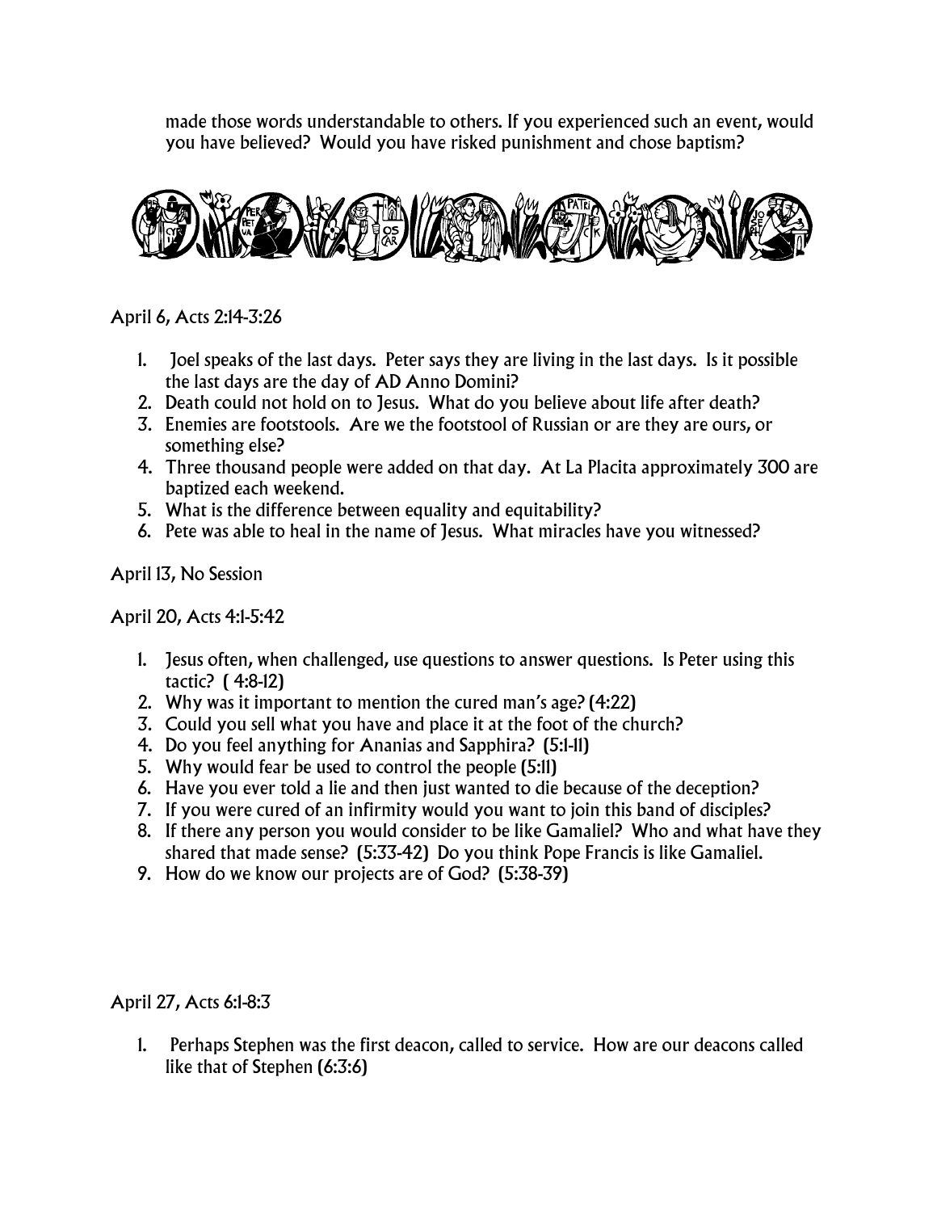made those words understandable to others. If you experienced such an event, would you have believed? Would you have risked punishment and chose baptism?

April 6, Acts 2:14-3:26

1. Joel speaks of the last days. Peter says they are living in the last days. Is it possible the last days are the day of AD Anno Domini?
2. Death could not hold on to Jesus. What do you believe about life after death?
3. Enemies are footstools. Are we the footstool of Russian or are they are ours, or something else?
4. Three thousand people were added on that day. At La Placita approximately 300 are baptized each weekend.
5. What is the difference between equality and equitability?
6. Pete was able to heal in the name of Jesus. What miracles have you witnessed?

April 13, No Session

April 20, Acts 4:1-5:42

1. Jesus often, when challenged, use questions to answer questions. Is Peter using this tactic? ( 4:8-12)
2. Why was it important to mention the cured man's age? (4:22)
3. Could you sell what you have and place it at the foot of the church?
4. Do you feel anything for Ananias and Sapphira? (5:1-11)
5. Why would fear be used to control the people (5:11)
6. Have you ever told a lie and then just wanted to die because of the deception?
7. If you were cured of an infirmity would you want to join this band of disciples?
8. If there any person you would consider to be like Gamaliel? Who and what have they shared that made sense? (5:33-42) Do you think Pope Francis is like Gamaliel.
9. How do we know our projects are of God? (5:38-39)

April 27, Acts 6:1-8:3

1. Perhaps Stephen was the first deacon, called to service. How are our deacons called like that of Stephen (6:3:6)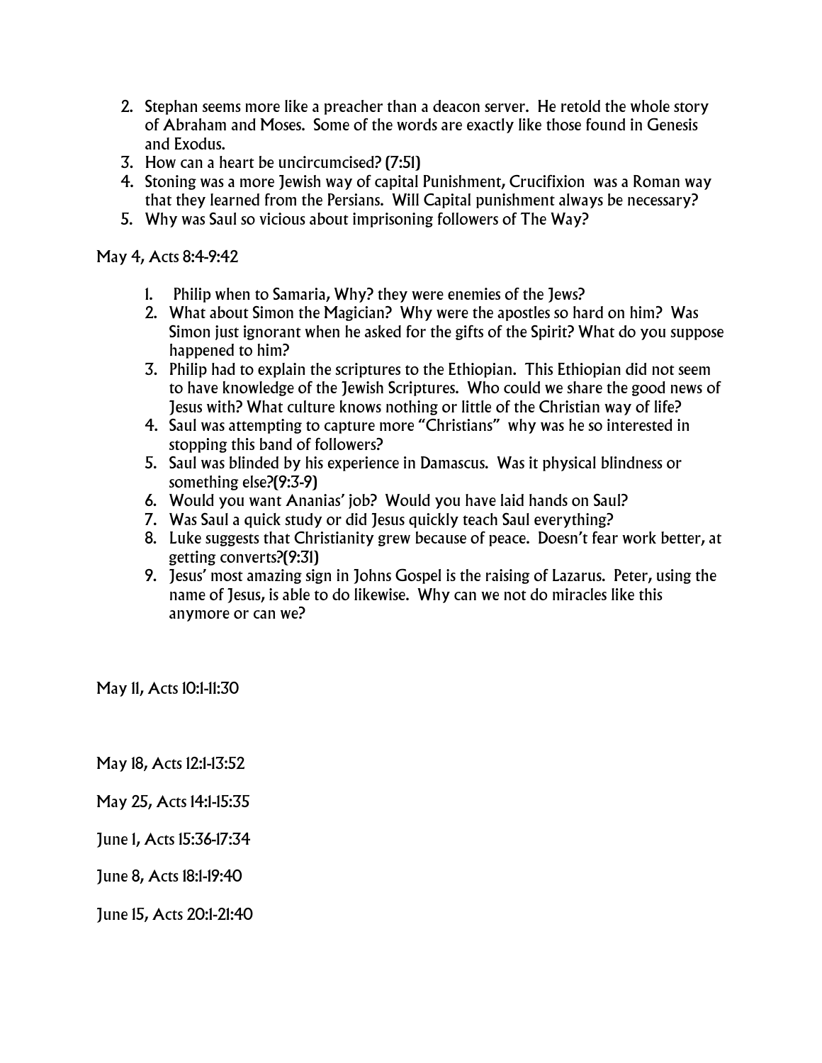2. Stephan seems more like a preacher than a deacon server. He retold the whole story of Abraham and Moses. Some of the words are exactly like those found in Genesis and Exodus.
3. How can a heart be uncircumcised? (7:51)
4. Stoning was a more Jewish way of capital Punishment, Crucifixion was a Roman way that they learned from the Persians. Will Capital punishment always be necessary?
5. Why was Saul so vicious about imprisoning followers of The Way?

May 4, Acts 8:4-9:42

1. Philip when to Samaria, Why? they were enemies of the Jews?
2. What about Simon the Magician? Why were the apostles so hard on him? Was Simon just ignorant when he asked for the gifts of the Spirit? What do you suppose happened to him?
3. Philip had to explain the scriptures to the Ethiopian. This Ethiopian did not seem to have knowledge of the Jewish Scriptures. Who could we share the good news of Jesus with? What culture knows nothing or little of the Christian way of life?
4. Saul was attempting to capture more "Christians" why was he so interested in stopping this band of followers?
5. Saul was blinded by his experience in Damascus. Was it physical blindness or something else?(9:3-9)
6. Would you want Ananias' job? Would you have laid hands on Saul?
7. Was Saul a quick study or did Jesus quickly teach Saul everything?
8. Luke suggests that Christianity grew because of peace. Doesn't fear work better, at getting converts?(9:31)
9. Jesus' most amazing sign in Johns Gospel is the raising of Lazarus. Peter, using the name of Jesus, is able to do likewise. Why can we not do miracles like this anymore or can we?

May 11, Acts 10:1-11:30

May 18, Acts 12:1-13:52

May 25, Acts 14:1-15:35

June 1, Acts 15:36-17:34

June 8, Acts 18:1-19:40

June 15, Acts 20:1-21:40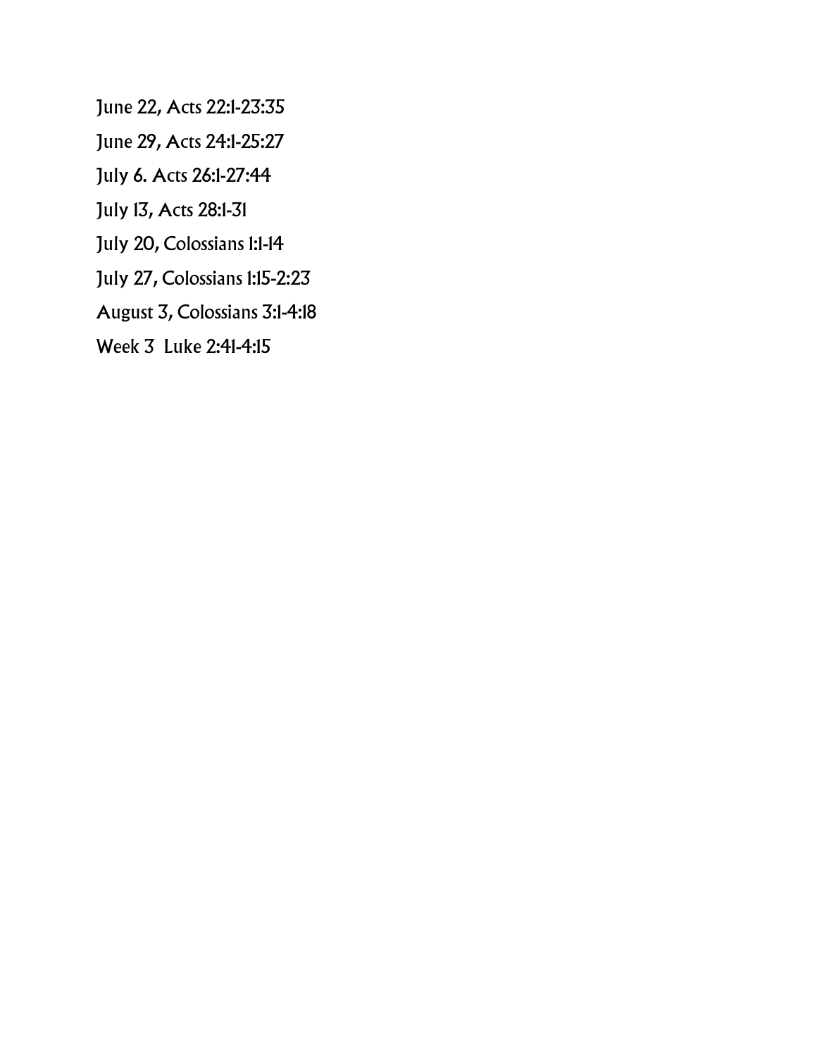June 22, Acts 22:1-23:35

June 29, Acts 24:1-25:27

July 6. Acts 26:1-27:44

July 13, Acts 28:1-31

July 20, Colossians 1:1-14

July 27, Colossians 1:15-2:23

August 3, Colossians 3:1-4:18

Week 3  Luke 2:41-4:15